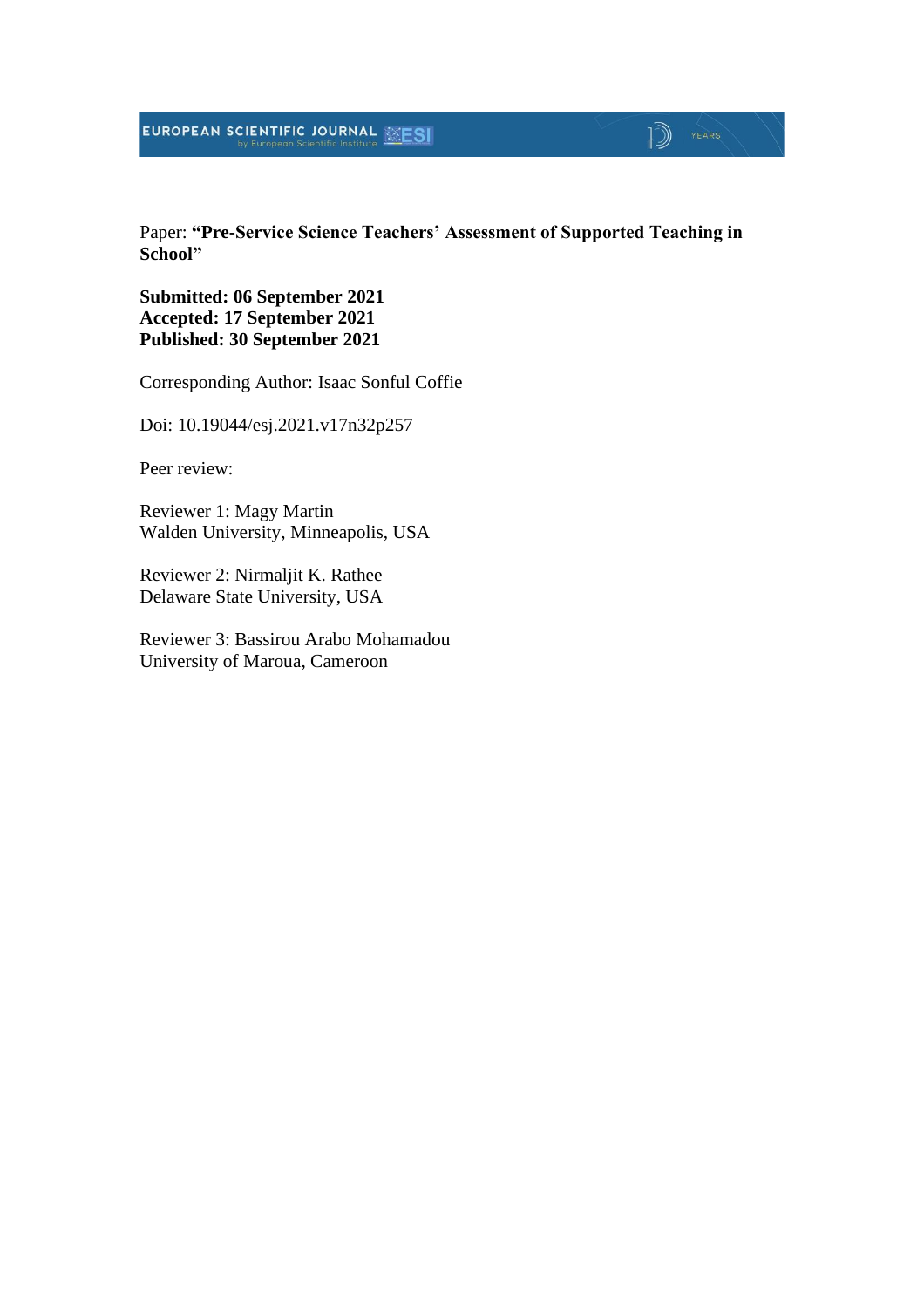Paper: **"Pre-Service Science Teachers' Assessment of Supported Teaching in School"**

**Submitted: 06 September 2021**
**Accepted: 17 September 2021**
**Published: 30 September 2021**

Corresponding Author: Isaac Sonful Coffie

Doi: 10.19044/esj.2021.v17n32p257

Peer review:

Reviewer 1: Magy Martin
Walden University, Minneapolis, USA

Reviewer 2: Nirmaljit K. Rathee
Delaware State University, USA

Reviewer 3: Bassirou Arabo Mohamadou
University of Maroua, Cameroon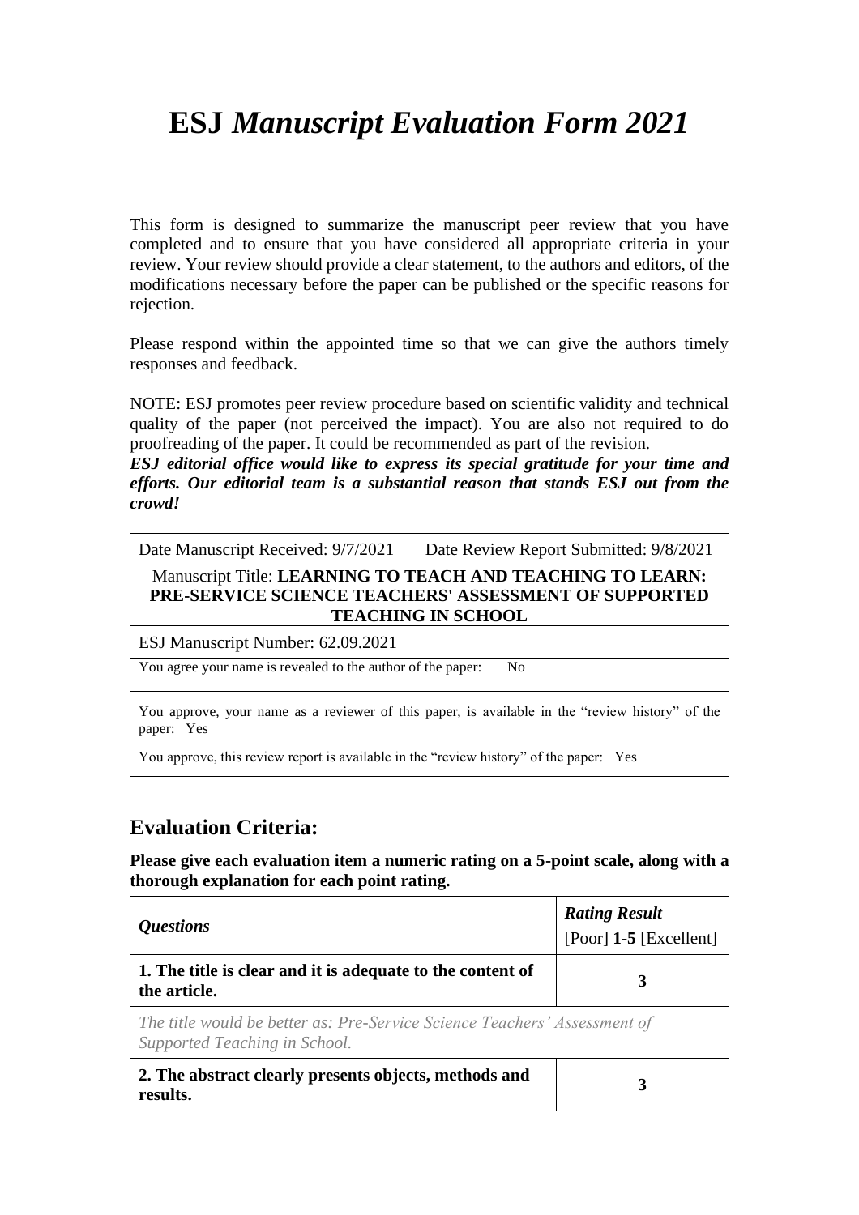# ESJ *Manuscript Evaluation Form 2021*

This form is designed to summarize the manuscript peer review that you have completed and to ensure that you have considered all appropriate criteria in your review. Your review should provide a clear statement, to the authors and editors, of the modifications necessary before the paper can be published or the specific reasons for rejection.

Please respond within the appointed time so that we can give the authors timely responses and feedback.

NOTE: ESJ promotes peer review procedure based on scientific validity and technical quality of the paper (not perceived the impact). You are also not required to do proofreading of the paper. It could be recommended as part of the revision.

***ESJ editorial office would like to express its special gratitude for your time and efforts. Our editorial team is a substantial reason that stands ESJ out from the crowd!***

| Date Manuscript Received: 9/7/2021 | Date Review Report Submitted: 9/8/2021 |
|---|---|
| Manuscript Title: **LEARNING TO TEACH AND TEACHING TO LEARN: PRE-SERVICE SCIENCE TEACHERS' ASSESSMENT OF SUPPORTED TEACHING IN SCHOOL** | |
| ESJ Manuscript Number: 62.09.2021 | |
| You agree your name is revealed to the author of the paper: No | |
| You approve, your name as a reviewer of this paper, is available in the "review history" of the paper: Yes<br><br>You approve, this review report is available in the "review history" of the paper: Yes | |

## Evaluation Criteria:

**Please give each evaluation item a numeric rating on a 5-point scale, along with a thorough explanation for each point rating.**

| *Questions* | *Rating Result* [Poor] **1-5** [Excellent] |
|---|---|
| **1. The title is clear and it is adequate to the content of the article.** | **3** |
| *The title would be better as: Pre-Service Science Teachers' Assessment of Supported Teaching in School.* | |
| **2. The abstract clearly presents objects, methods and results.** | **3** |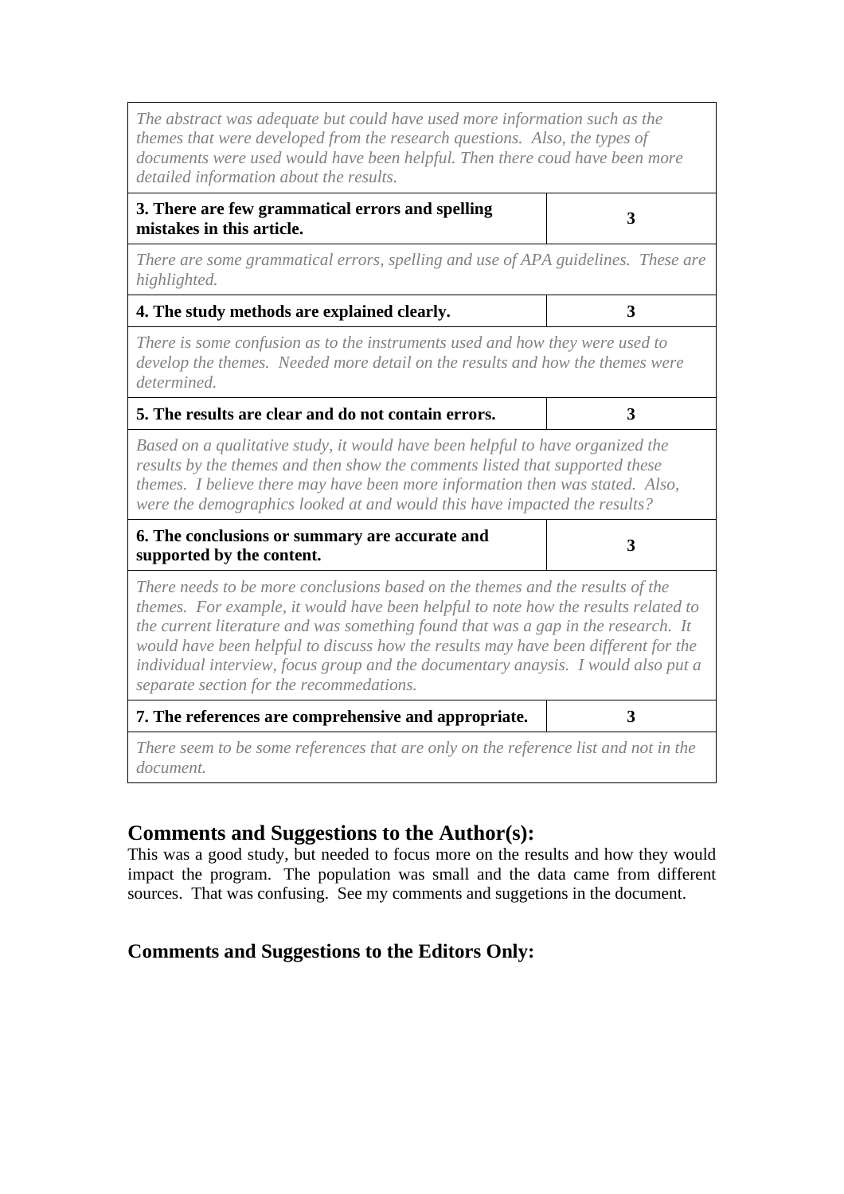| | |
|---|---|
| *The abstract was adequate but could have used more information such as the themes that were developed from the research questions. Also, the types of documents were used would have been helpful. Then there coud have been more detailed information about the results.* | |
| **3. There are few grammatical errors and spelling mistakes in this article.** | **3** |
| *There are some grammatical errors, spelling and use of APA guidelines. These are highlighted.* | |
| **4. The study methods are explained clearly.** | **3** |
| *There is some confusion as to the instruments used and how they were used to develop the themes. Needed more detail on the results and how the themes were determined.* | |
| **5. The results are clear and do not contain errors.** | **3** |
| *Based on a qualitative study, it would have been helpful to have organized the results by the themes and then show the comments listed that supported these themes. I believe there may have been more information then was stated. Also, were the demographics looked at and would this have impacted the results?* | |
| **6. The conclusions or summary are accurate and supported by the content.** | **3** |
| *There needs to be more conclusions based on the themes and the results of the themes. For example, it would have been helpful to note how the results related to the current literature and was something found that was a gap in the research. It would have been helpful to discuss how the results may have been different for the individual interview, focus group and the documentary anaysis. I would also put a separate section for the recommedations.* | |
| **7. The references are comprehensive and appropriate.** | **3** |
| *There seem to be some references that are only on the reference list and not in the document.* | |

## Comments and Suggestions to the Author(s):

This was a good study, but needed to focus more on the results and how they would impact the program. The population was small and the data came from different sources. That was confusing. See my comments and suggetions in the document.

## Comments and Suggestions to the Editors Only: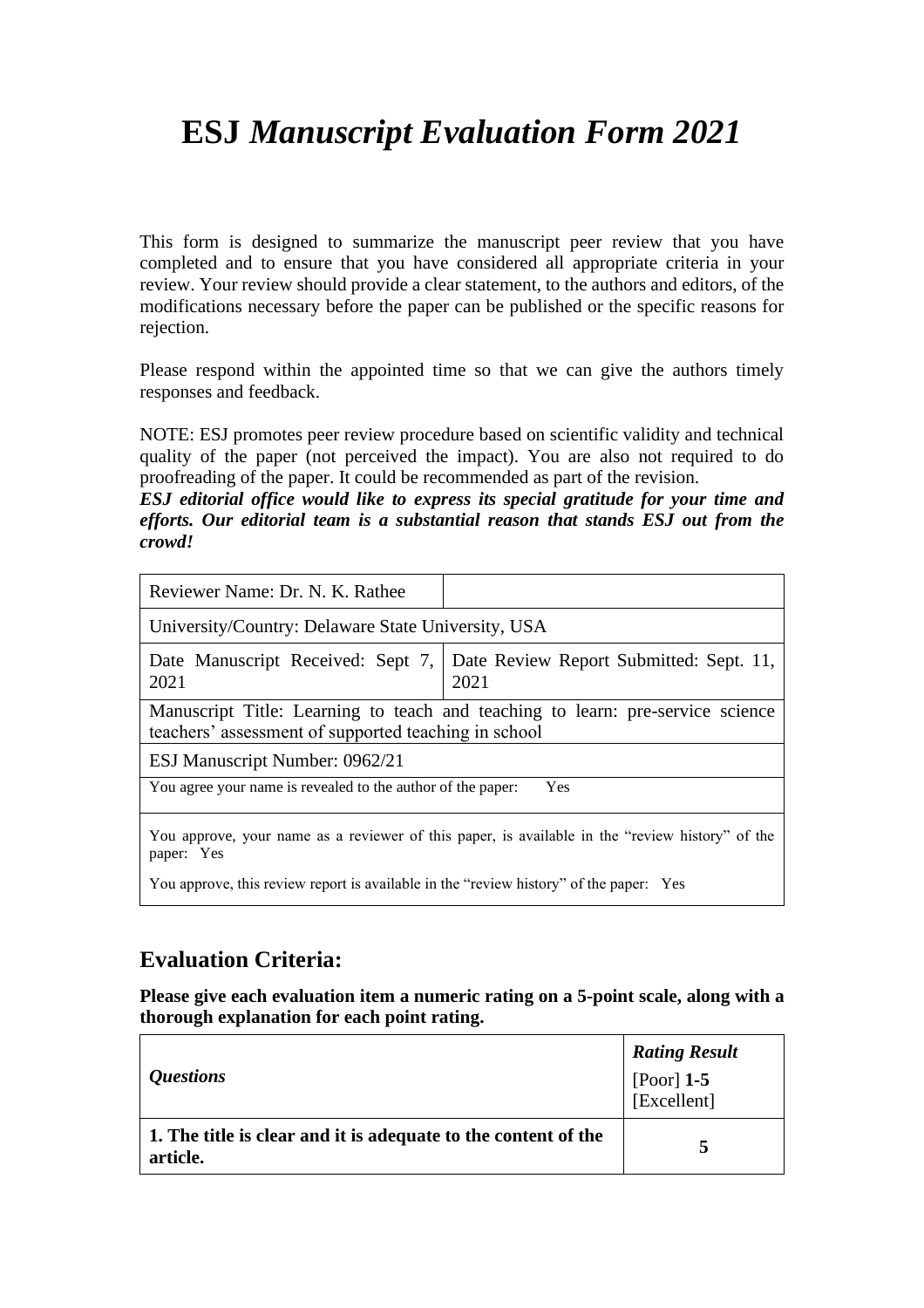# ESJ *Manuscript Evaluation Form 2021*

This form is designed to summarize the manuscript peer review that you have completed and to ensure that you have considered all appropriate criteria in your review. Your review should provide a clear statement, to the authors and editors, of the modifications necessary before the paper can be published or the specific reasons for rejection.

Please respond within the appointed time so that we can give the authors timely responses and feedback.

NOTE: ESJ promotes peer review procedure based on scientific validity and technical quality of the paper (not perceived the impact). You are also not required to do proofreading of the paper. It could be recommended as part of the revision.

***ESJ editorial office would like to express its special gratitude for your time and efforts. Our editorial team is a substantial reason that stands ESJ out from the crowd!***

| Reviewer Name: Dr. N. K. Rathee | |
|---|---|
| University/Country: Delaware State University, USA | |
| Date Manuscript Received: Sept 7, 2021 | Date Review Report Submitted: Sept. 11, 2021 |
| Manuscript Title: Learning to teach and teaching to learn: pre-service science teachers' assessment of supported teaching in school | |
| ESJ Manuscript Number: 0962/21 | |
| You agree your name is revealed to the author of the paper: Yes | |
| You approve, your name as a reviewer of this paper, is available in the "review history" of the paper: Yes<br><br>You approve, this review report is available in the "review history" of the paper: Yes | |

## Evaluation Criteria:

**Please give each evaluation item a numeric rating on a 5-point scale, along with a thorough explanation for each point rating.**

| *Questions* | ***Rating Result***<br>[Poor] **1-5** [Excellent] |
|---|---|
| **1. The title is clear and it is adequate to the content of the article.** | **5** |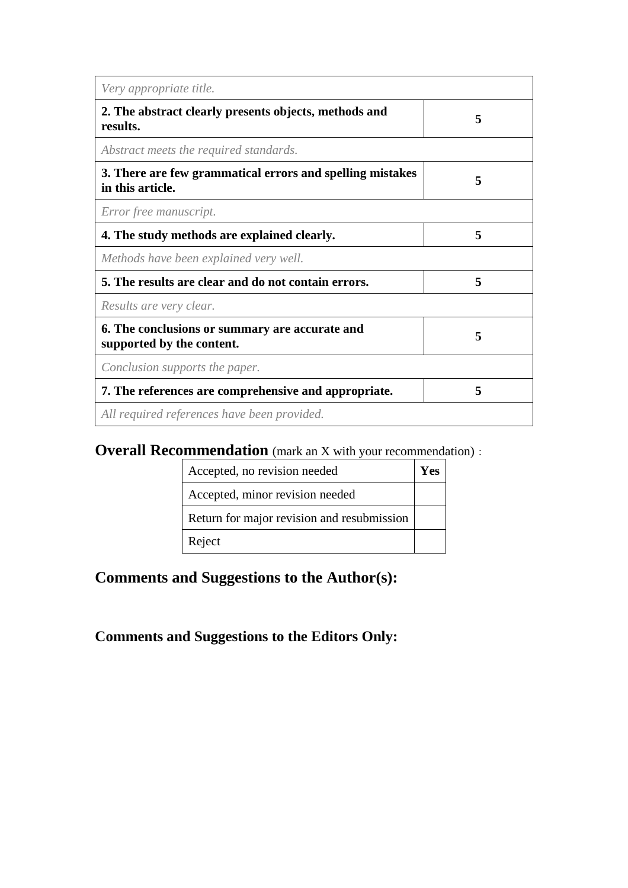| | |
|---|---|
| *Very appropriate title.* | |
| **2. The abstract clearly presents objects, methods and results.** | **5** |
| *Abstract meets the required standards.* | |
| **3. There are few grammatical errors and spelling mistakes in this article.** | **5** |
| *Error free manuscript.* | |
| **4. The study methods are explained clearly.** | **5** |
| *Methods have been explained very well.* | |
| **5. The results are clear and do not contain errors.** | **5** |
| *Results are very clear.* | |
| **6. The conclusions or summary are accurate and supported by the content.** | **5** |
| *Conclusion supports the paper.* | |
| **7. The references are comprehensive and appropriate.** | **5** |
| *All required references have been provided.* | |

## Overall Recommendation (mark an X with your recommendation) :

| | |
|---|---|
| Accepted, no revision needed | **Yes** |
| Accepted, minor revision needed | |
| Return for major revision and resubmission | |
| Reject | |

## Comments and Suggestions to the Author(s):

## Comments and Suggestions to the Editors Only: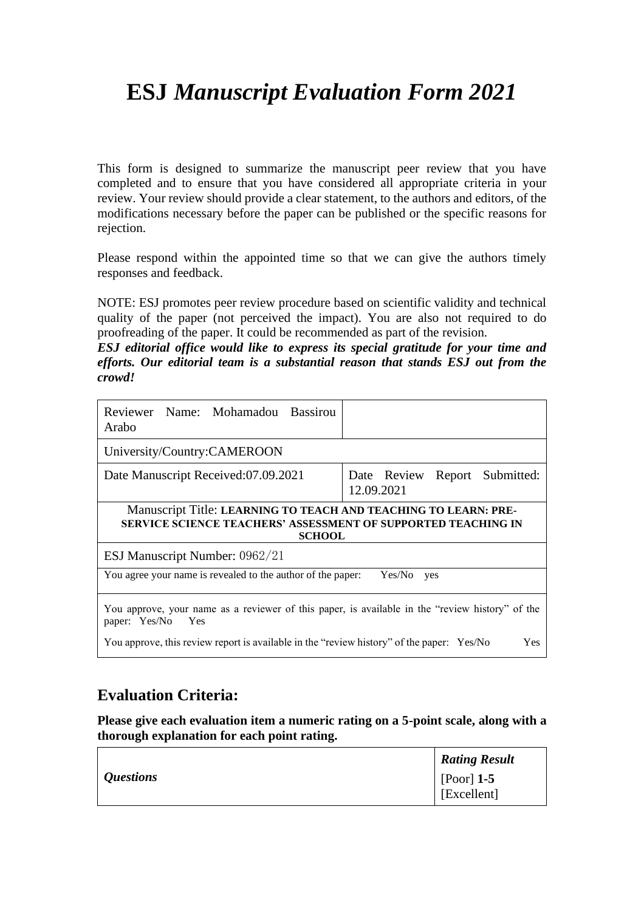# ESJ *Manuscript Evaluation Form 2021*

This form is designed to summarize the manuscript peer review that you have completed and to ensure that you have considered all appropriate criteria in your review. Your review should provide a clear statement, to the authors and editors, of the modifications necessary before the paper can be published or the specific reasons for rejection.

Please respond within the appointed time so that we can give the authors timely responses and feedback.

NOTE: ESJ promotes peer review procedure based on scientific validity and technical quality of the paper (not perceived the impact). You are also not required to do proofreading of the paper. It could be recommended as part of the revision.
***ESJ editorial office would like to express its special gratitude for your time and efforts. Our editorial team is a substantial reason that stands ESJ out from the crowd!***

| Reviewer Name: Mohamadou Bassirou Arabo | |
|---|---|
| University/Country:CAMEROON | |
| Date Manuscript Received:07.09.2021 | Date Review Report Submitted: 12.09.2021 |
| Manuscript Title: **LEARNING TO TEACH AND TEACHING TO LEARN: PRE-SERVICE SCIENCE TEACHERS' ASSESSMENT OF SUPPORTED TEACHING IN SCHOOL** | |
| ESJ Manuscript Number: 0962/21 | |
| You agree your name is revealed to the author of the paper: Yes/No yes | |
| You approve, your name as a reviewer of this paper, is available in the "review history" of the paper: Yes/No Yes<br>You approve, this review report is available in the "review history" of the paper: Yes/No Yes | |

## Evaluation Criteria:

**Please give each evaluation item a numeric rating on a 5-point scale, along with a thorough explanation for each point rating.**

| *Questions* | ***Rating Result*** [Poor] **1-5** [Excellent] |
|---|---|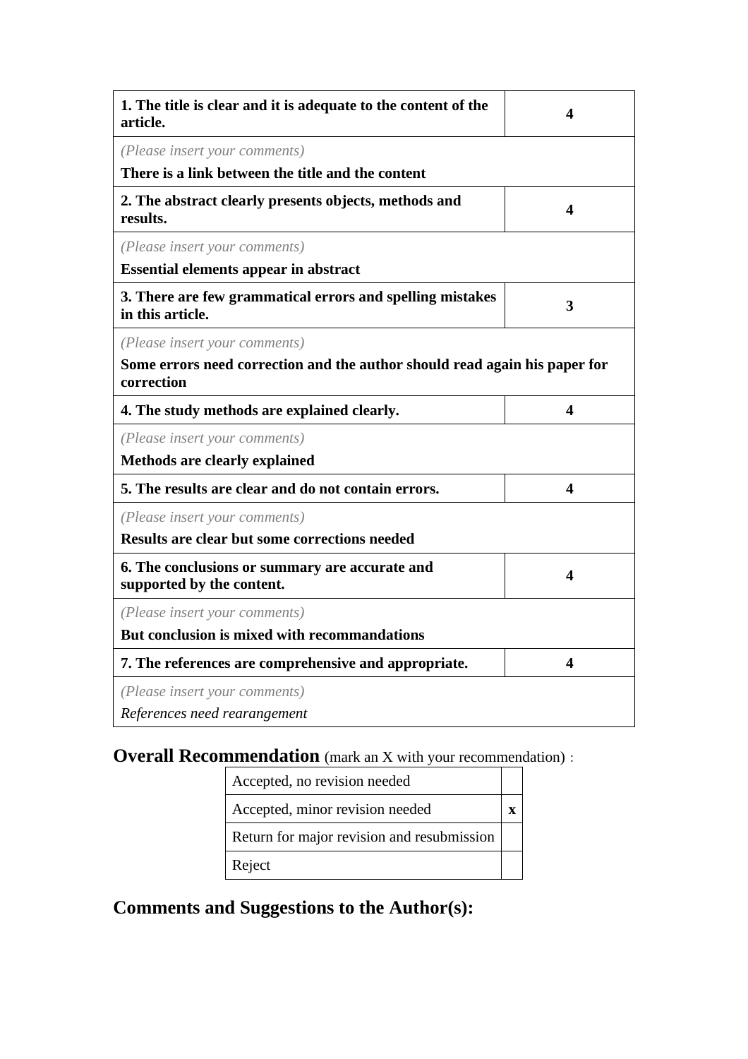| **1. The title is clear and it is adequate to the content of the article.** | **4** |
| --- | --- |
| *(Please insert your comments)*<br>**There is a link between the title and the content** | |
| **2. The abstract clearly presents objects, methods and results.** | **4** |
| *(Please insert your comments)*<br>**Essential elements appear in abstract** | |
| **3. There are few grammatical errors and spelling mistakes in this article.** | **3** |
| *(Please insert your comments)*<br>**Some errors need correction and the author should read again his paper for correction** | |
| **4. The study methods are explained clearly.** | **4** |
| *(Please insert your comments)*<br>**Methods are clearly explained** | |
| **5. The results are clear and do not contain errors.** | **4** |
| *(Please insert your comments)*<br>**Results are clear but some corrections needed** | |
| **6. The conclusions or summary are accurate and supported by the content.** | **4** |
| *(Please insert your comments)*<br>**But conclusion is mixed with recommandations** | |
| **7. The references are comprehensive and appropriate.** | **4** |
| *(Please insert your comments)*<br>*References need rearangement* | |

## Overall Recommendation (mark an X with your recommendation) :

| Recommendation | |
| --- | --- |
| Accepted, no revision needed | |
| Accepted, minor revision needed | **x** |
| Return for major revision and resubmission | |
| Reject | |

## Comments and Suggestions to the Author(s):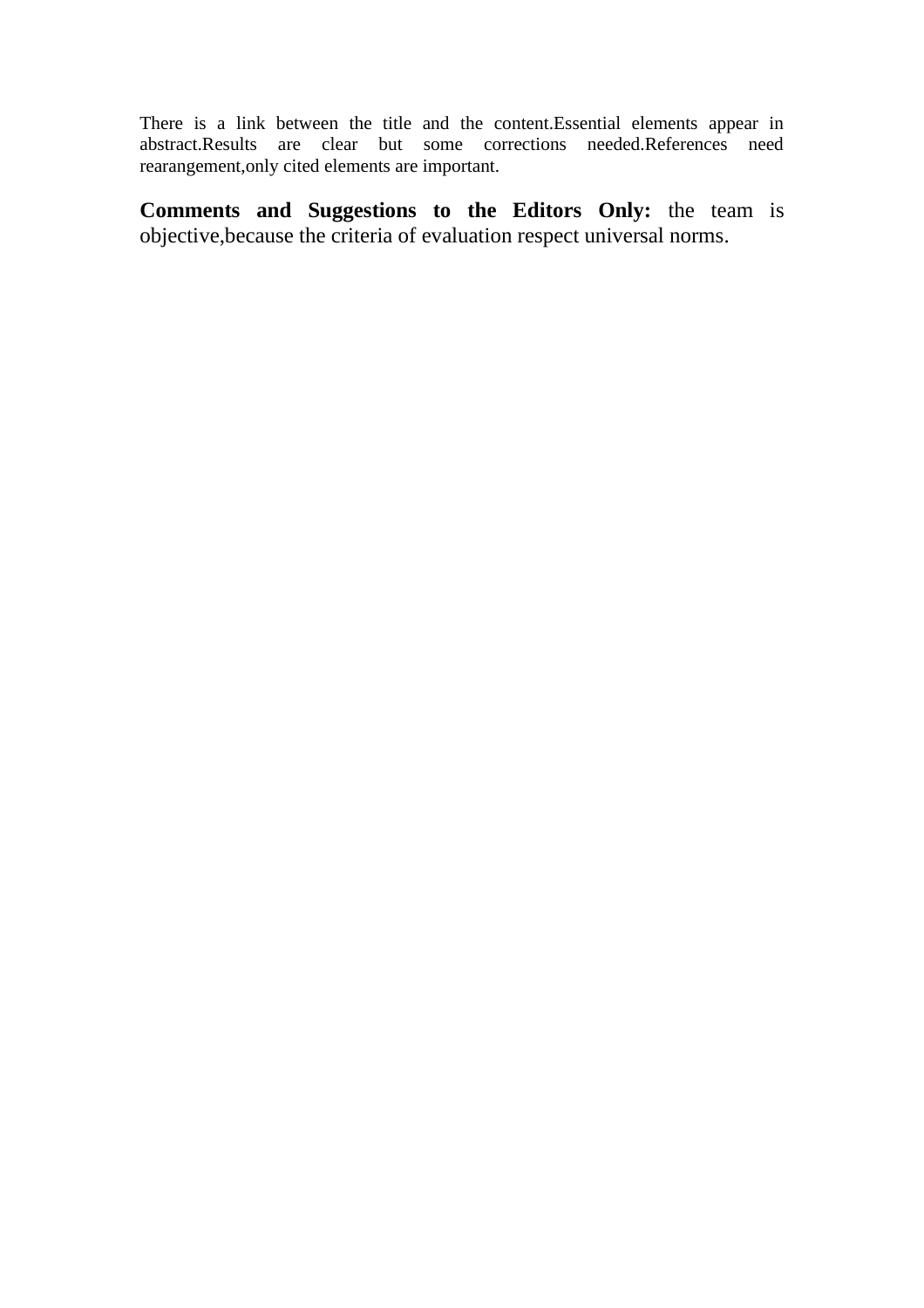There is a link between the title and the content.Essential elements appear in abstract.Results are clear but some corrections needed.References need rearangement,only cited elements are important.

**Comments and Suggestions to the Editors Only:** the team is objective,because the criteria of evaluation respect universal norms.